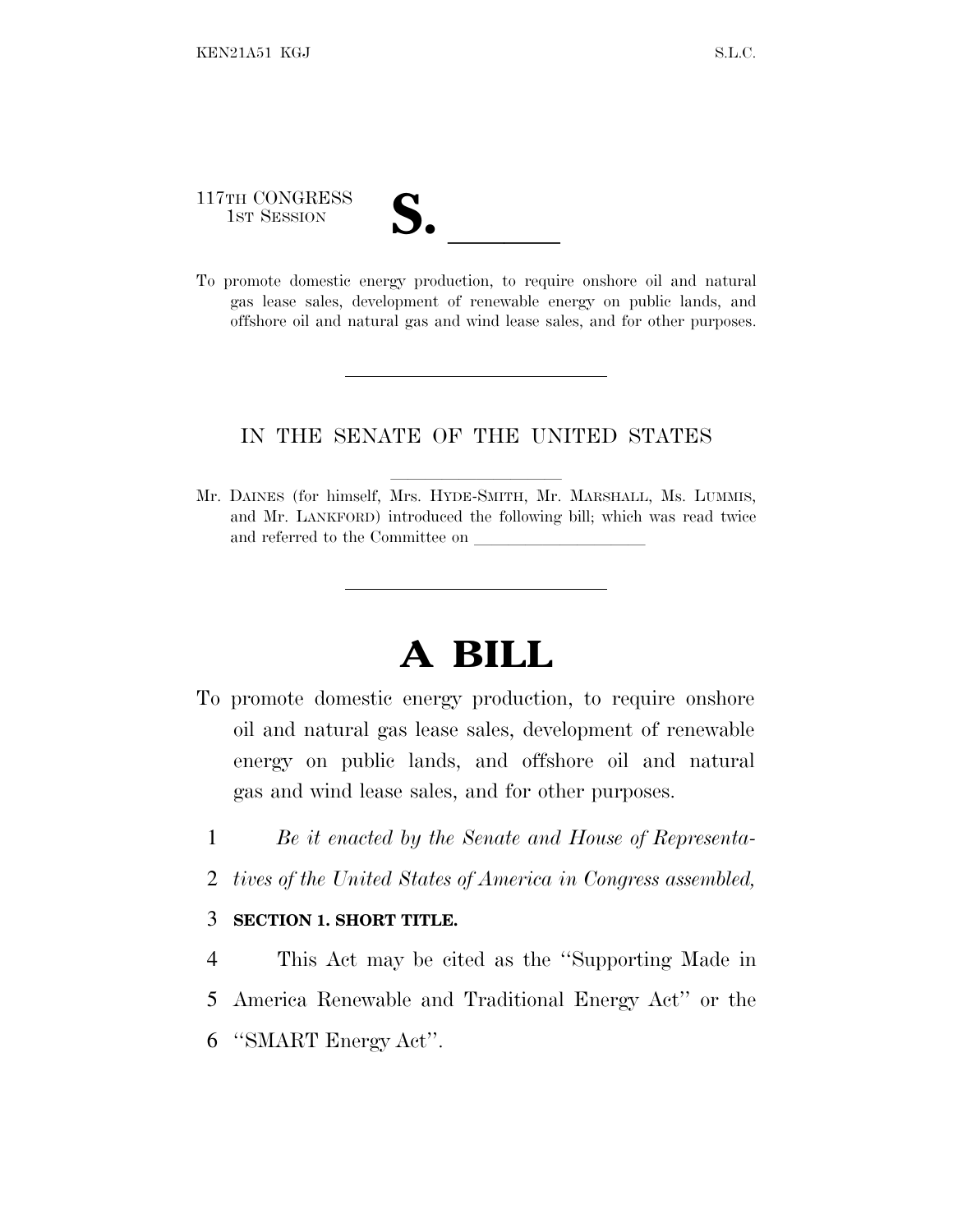117TH CONGRESS
1ST SESSION

# S. \_\_\_\_\_\_

To promote domestic energy production, to require onshore oil and natural gas lease sales, development of renewable energy on public lands, and offshore oil and natural gas and wind lease sales, and for other purposes.

---

IN THE SENATE OF THE UNITED STATES

Mr. DAINES (for himself, Mrs. HYDE-SMITH, Mr. MARSHALL, Ms. LUMMIS, and Mr. LANKFORD) introduced the following bill; which was read twice and referred to the Committee on \_\_\_\_\_\_\_\_\_\_\_\_\_\_\_\_\_\_\_\_

---

# A BILL

To promote domestic energy production, to require onshore oil and natural gas lease sales, development of renewable energy on public lands, and offshore oil and natural gas and wind lease sales, and for other purposes.

1 *Be it enacted by the Senate and House of Representa-*
2 *tives of the United States of America in Congress assembled,*

3 **SECTION 1. SHORT TITLE.**

4 This Act may be cited as the "Supporting Made in
5 America Renewable and Traditional Energy Act" or the
6 "SMART Energy Act".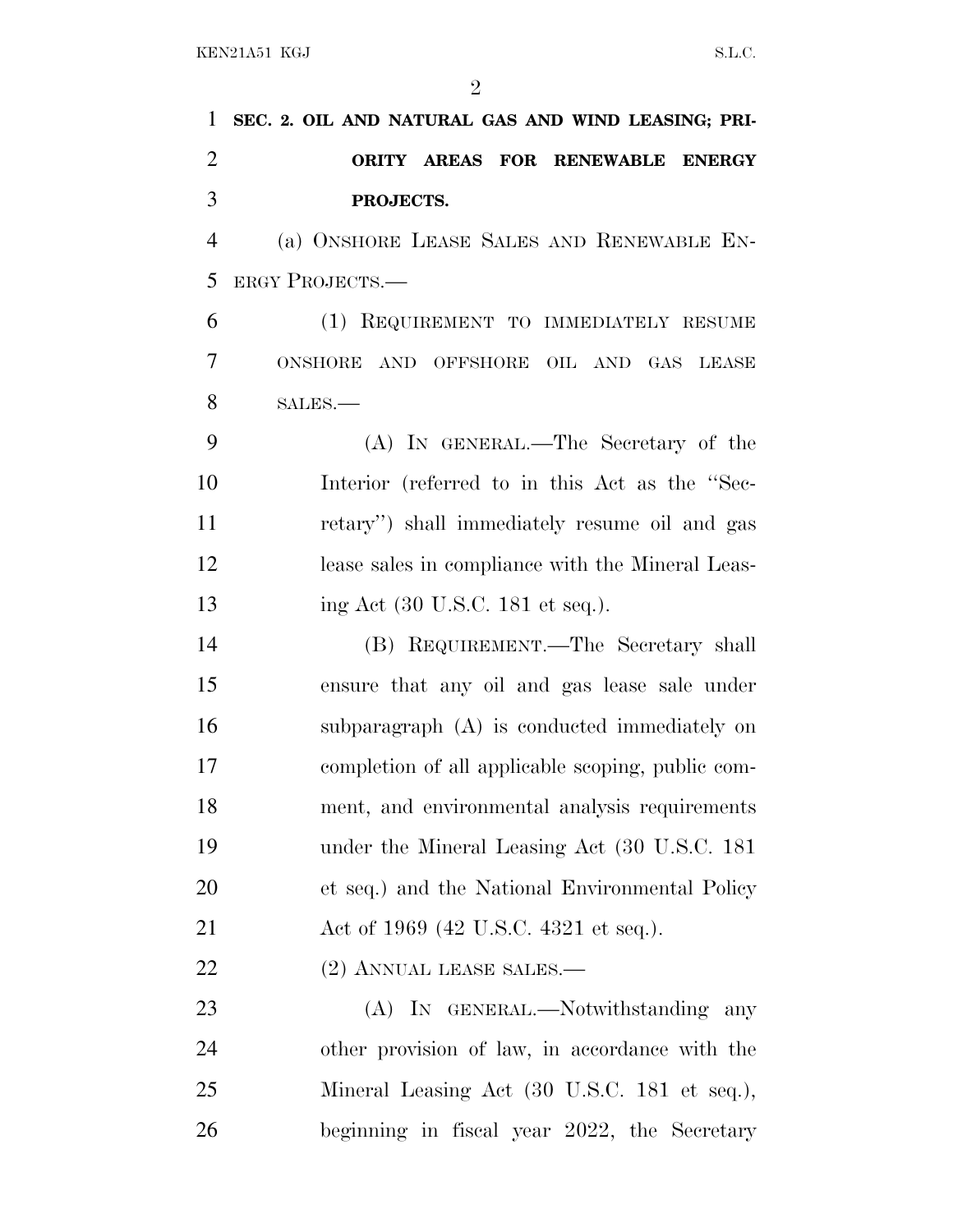**SEC. 2. OIL AND NATURAL GAS AND WIND LEASING; PRIORITY AREAS FOR RENEWABLE ENERGY PROJECTS.**

(a) ONSHORE LEASE SALES AND RENEWABLE ENERGY PROJECTS.—

(1) REQUIREMENT TO IMMEDIATELY RESUME ONSHORE AND OFFSHORE OIL AND GAS LEASE SALES.—

(A) IN GENERAL.—The Secretary of the Interior (referred to in this Act as the ''Secretary'') shall immediately resume oil and gas lease sales in compliance with the Mineral Leasing Act (30 U.S.C. 181 et seq.).

(B) REQUIREMENT.—The Secretary shall ensure that any oil and gas lease sale under subparagraph (A) is conducted immediately on completion of all applicable scoping, public comment, and environmental analysis requirements under the Mineral Leasing Act (30 U.S.C. 181 et seq.) and the National Environmental Policy Act of 1969 (42 U.S.C. 4321 et seq.).

(2) ANNUAL LEASE SALES.—

(A) IN GENERAL.—Notwithstanding any other provision of law, in accordance with the Mineral Leasing Act (30 U.S.C. 181 et seq.), beginning in fiscal year 2022, the Secretary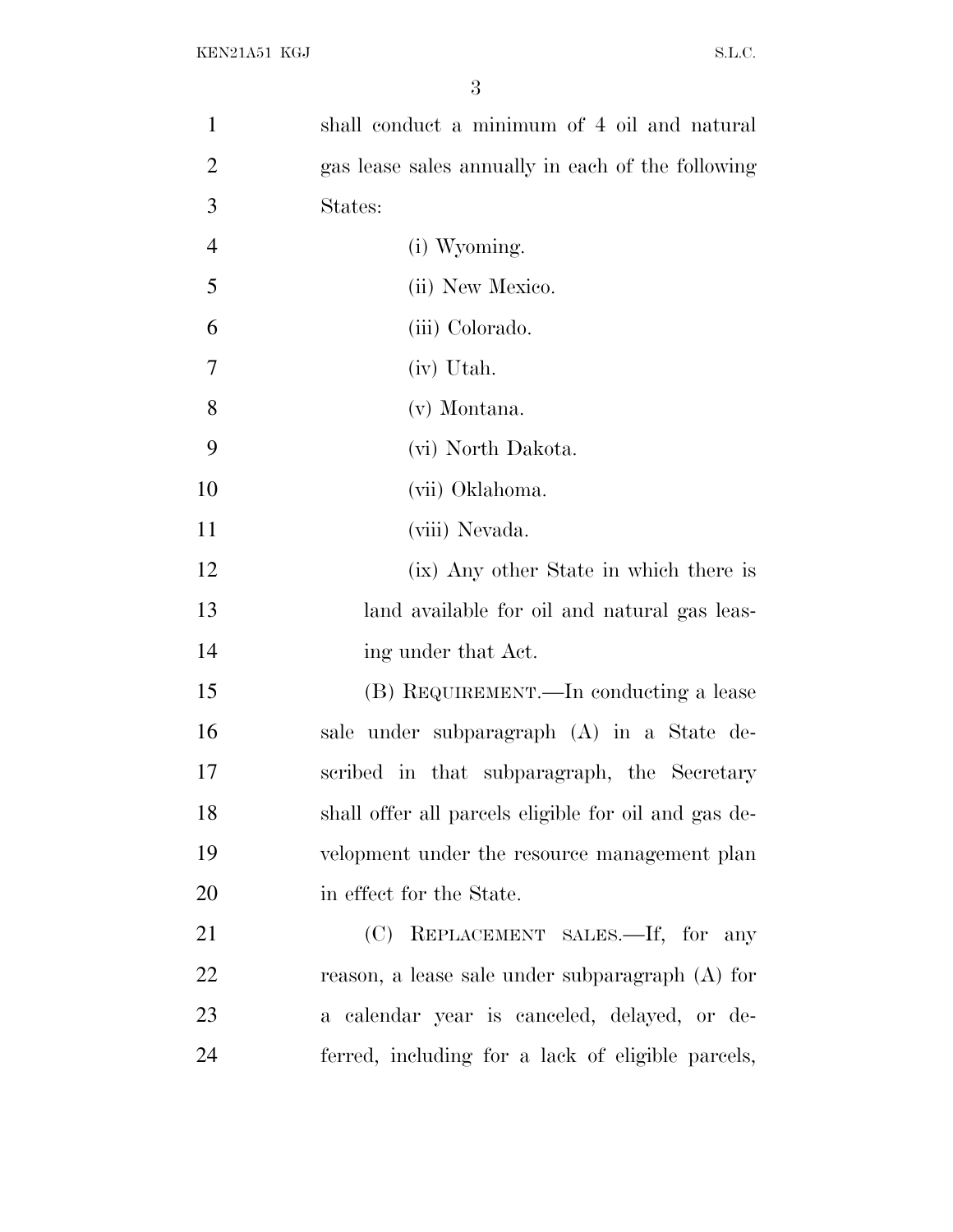shall conduct a minimum of 4 oil and natural gas lease sales annually in each of the following States:

(i) Wyoming.

(ii) New Mexico.

(iii) Colorado.

(iv) Utah.

(v) Montana.

(vi) North Dakota.

(vii) Oklahoma.

(viii) Nevada.

(ix) Any other State in which there is land available for oil and natural gas leasing under that Act.

(B) REQUIREMENT.—In conducting a lease sale under subparagraph (A) in a State described in that subparagraph, the Secretary shall offer all parcels eligible for oil and gas development under the resource management plan in effect for the State.

(C) REPLACEMENT SALES.—If, for any reason, a lease sale under subparagraph (A) for a calendar year is canceled, delayed, or deferred, including for a lack of eligible parcels,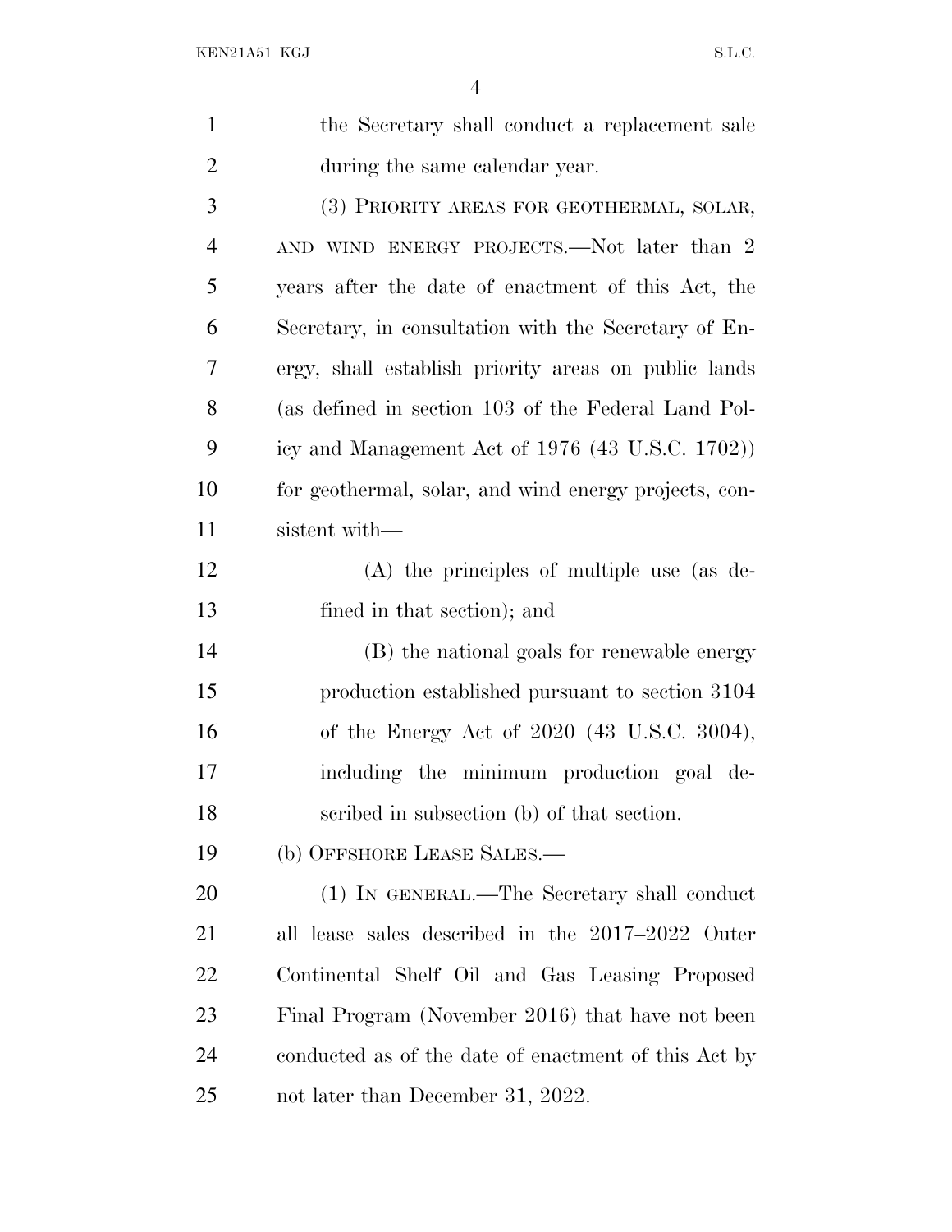the Secretary shall conduct a replacement sale during the same calendar year.

(3) PRIORITY AREAS FOR GEOTHERMAL, SOLAR, AND WIND ENERGY PROJECTS.—Not later than 2 years after the date of enactment of this Act, the Secretary, in consultation with the Secretary of Energy, shall establish priority areas on public lands (as defined in section 103 of the Federal Land Policy and Management Act of 1976 (43 U.S.C. 1702)) for geothermal, solar, and wind energy projects, consistent with—

(A) the principles of multiple use (as defined in that section); and

(B) the national goals for renewable energy production established pursuant to section 3104 of the Energy Act of 2020 (43 U.S.C. 3004), including the minimum production goal described in subsection (b) of that section.

(b) OFFSHORE LEASE SALES.—

(1) IN GENERAL.—The Secretary shall conduct all lease sales described in the 2017–2022 Outer Continental Shelf Oil and Gas Leasing Proposed Final Program (November 2016) that have not been conducted as of the date of enactment of this Act by not later than December 31, 2022.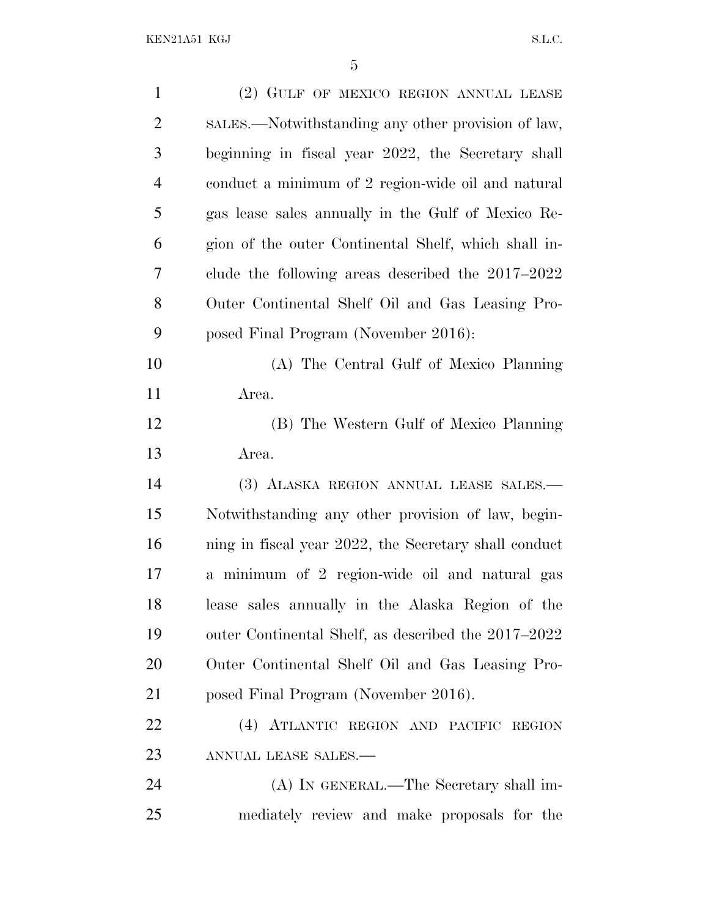(2) GULF OF MEXICO REGION ANNUAL LEASE SALES.—Notwithstanding any other provision of law, beginning in fiscal year 2022, the Secretary shall conduct a minimum of 2 region-wide oil and natural gas lease sales annually in the Gulf of Mexico Region of the outer Continental Shelf, which shall include the following areas described the 2017–2022 Outer Continental Shelf Oil and Gas Leasing Proposed Final Program (November 2016):

(A) The Central Gulf of Mexico Planning Area.

(B) The Western Gulf of Mexico Planning Area.

(3) ALASKA REGION ANNUAL LEASE SALES.—Notwithstanding any other provision of law, beginning in fiscal year 2022, the Secretary shall conduct a minimum of 2 region-wide oil and natural gas lease sales annually in the Alaska Region of the outer Continental Shelf, as described the 2017–2022 Outer Continental Shelf Oil and Gas Leasing Proposed Final Program (November 2016).

(4) ATLANTIC REGION AND PACIFIC REGION ANNUAL LEASE SALES.—

(A) IN GENERAL.—The Secretary shall immediately review and make proposals for the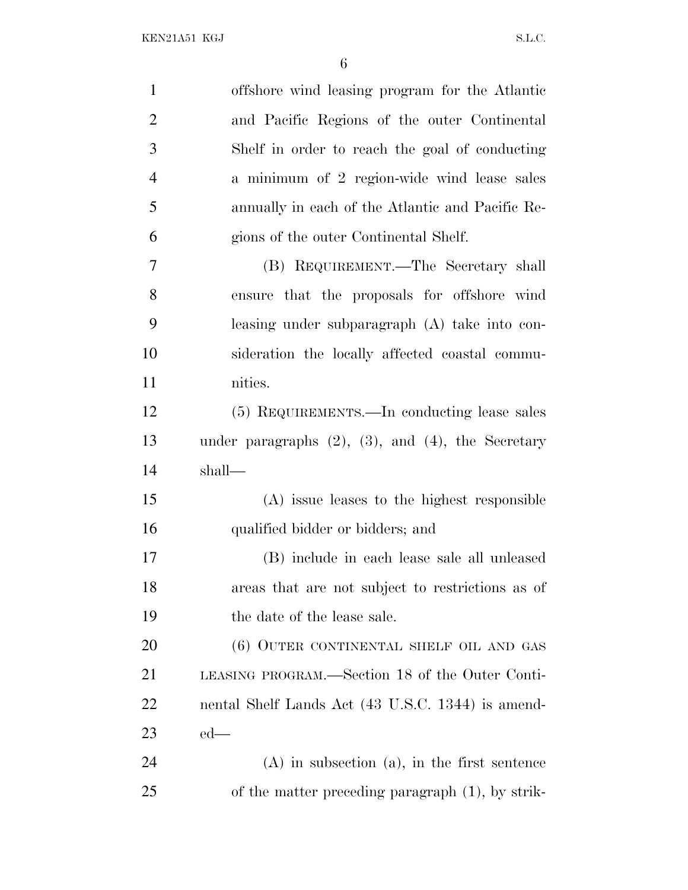offshore wind leasing program for the Atlantic and Pacific Regions of the outer Continental Shelf in order to reach the goal of conducting a minimum of 2 region-wide wind lease sales annually in each of the Atlantic and Pacific Regions of the outer Continental Shelf.

(B) REQUIREMENT.—The Secretary shall ensure that the proposals for offshore wind leasing under subparagraph (A) take into consideration the locally affected coastal communities.

(5) REQUIREMENTS.—In conducting lease sales under paragraphs (2), (3), and (4), the Secretary shall—

(A) issue leases to the highest responsible qualified bidder or bidders; and

(B) include in each lease sale all unleased areas that are not subject to restrictions as of the date of the lease sale.

(6) OUTER CONTINENTAL SHELF OIL AND GAS LEASING PROGRAM.—Section 18 of the Outer Continental Shelf Lands Act (43 U.S.C. 1344) is amended—

(A) in subsection (a), in the first sentence of the matter preceding paragraph (1), by strik-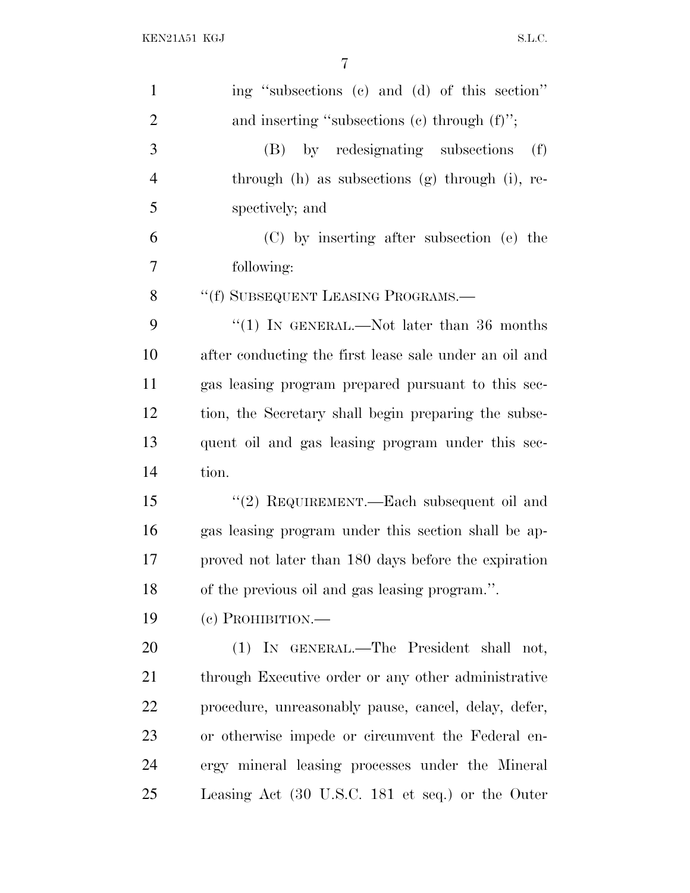ing "subsections (c) and (d) of this section" and inserting "subsections (c) through (f)";

(B) by redesignating subsections (f) through (h) as subsections (g) through (i), respectively; and

(C) by inserting after subsection (e) the following:

"(f) SUBSEQUENT LEASING PROGRAMS.—

"(1) IN GENERAL.—Not later than 36 months after conducting the first lease sale under an oil and gas leasing program prepared pursuant to this section, the Secretary shall begin preparing the subsequent oil and gas leasing program under this section.

"(2) REQUIREMENT.—Each subsequent oil and gas leasing program under this section shall be approved not later than 180 days before the expiration of the previous oil and gas leasing program.".

(c) PROHIBITION.—

(1) IN GENERAL.—The President shall not, through Executive order or any other administrative procedure, unreasonably pause, cancel, delay, defer, or otherwise impede or circumvent the Federal energy mineral leasing processes under the Mineral Leasing Act (30 U.S.C. 181 et seq.) or the Outer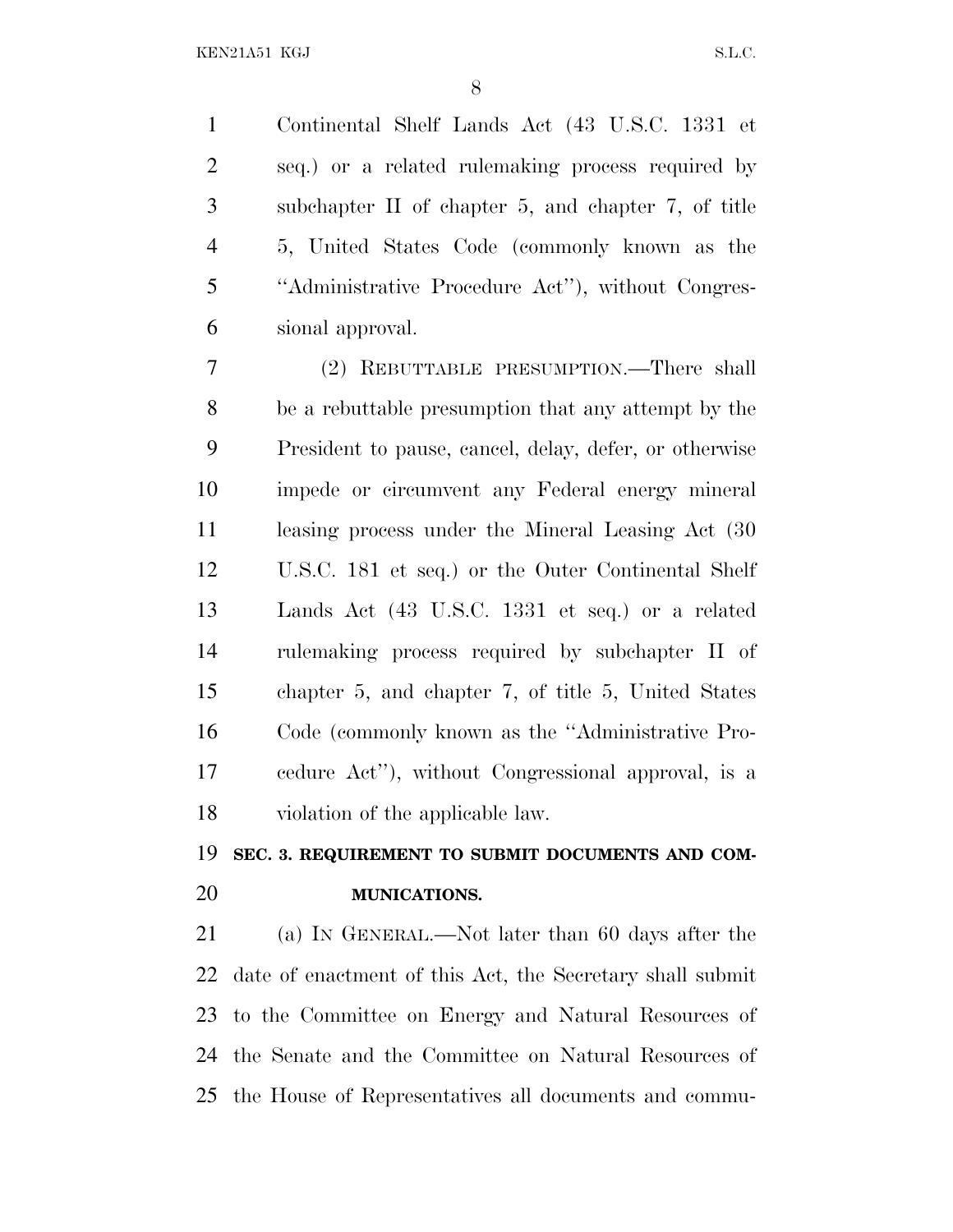Continental Shelf Lands Act (43 U.S.C. 1331 et seq.) or a related rulemaking process required by subchapter II of chapter 5, and chapter 7, of title 5, United States Code (commonly known as the "Administrative Procedure Act"), without Congressional approval.

(2) REBUTTABLE PRESUMPTION.—There shall be a rebuttable presumption that any attempt by the President to pause, cancel, delay, defer, or otherwise impede or circumvent any Federal energy mineral leasing process under the Mineral Leasing Act (30 U.S.C. 181 et seq.) or the Outer Continental Shelf Lands Act (43 U.S.C. 1331 et seq.) or a related rulemaking process required by subchapter II of chapter 5, and chapter 7, of title 5, United States Code (commonly known as the "Administrative Procedure Act"), without Congressional approval, is a violation of the applicable law.

## SEC. 3. REQUIREMENT TO SUBMIT DOCUMENTS AND COMMUNICATIONS.

(a) IN GENERAL.—Not later than 60 days after the date of enactment of this Act, the Secretary shall submit to the Committee on Energy and Natural Resources of the Senate and the Committee on Natural Resources of the House of Representatives all documents and commu-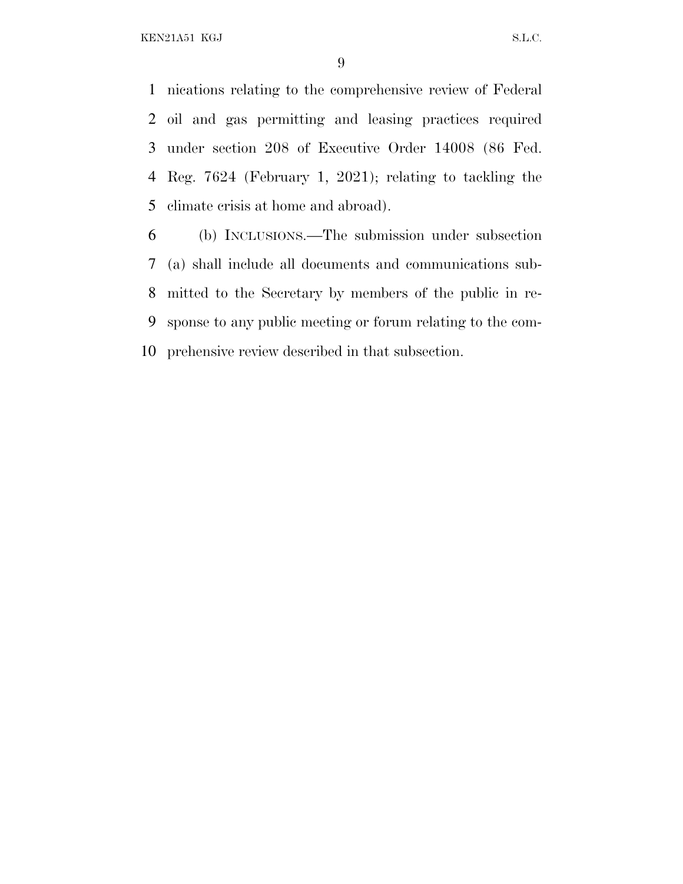nications relating to the comprehensive review of Federal oil and gas permitting and leasing practices required under section 208 of Executive Order 14008 (86 Fed. Reg. 7624 (February 1, 2021); relating to tackling the climate crisis at home and abroad).

(b) INCLUSIONS.—The submission under subsection (a) shall include all documents and communications submitted to the Secretary by members of the public in response to any public meeting or forum relating to the comprehensive review described in that subsection.